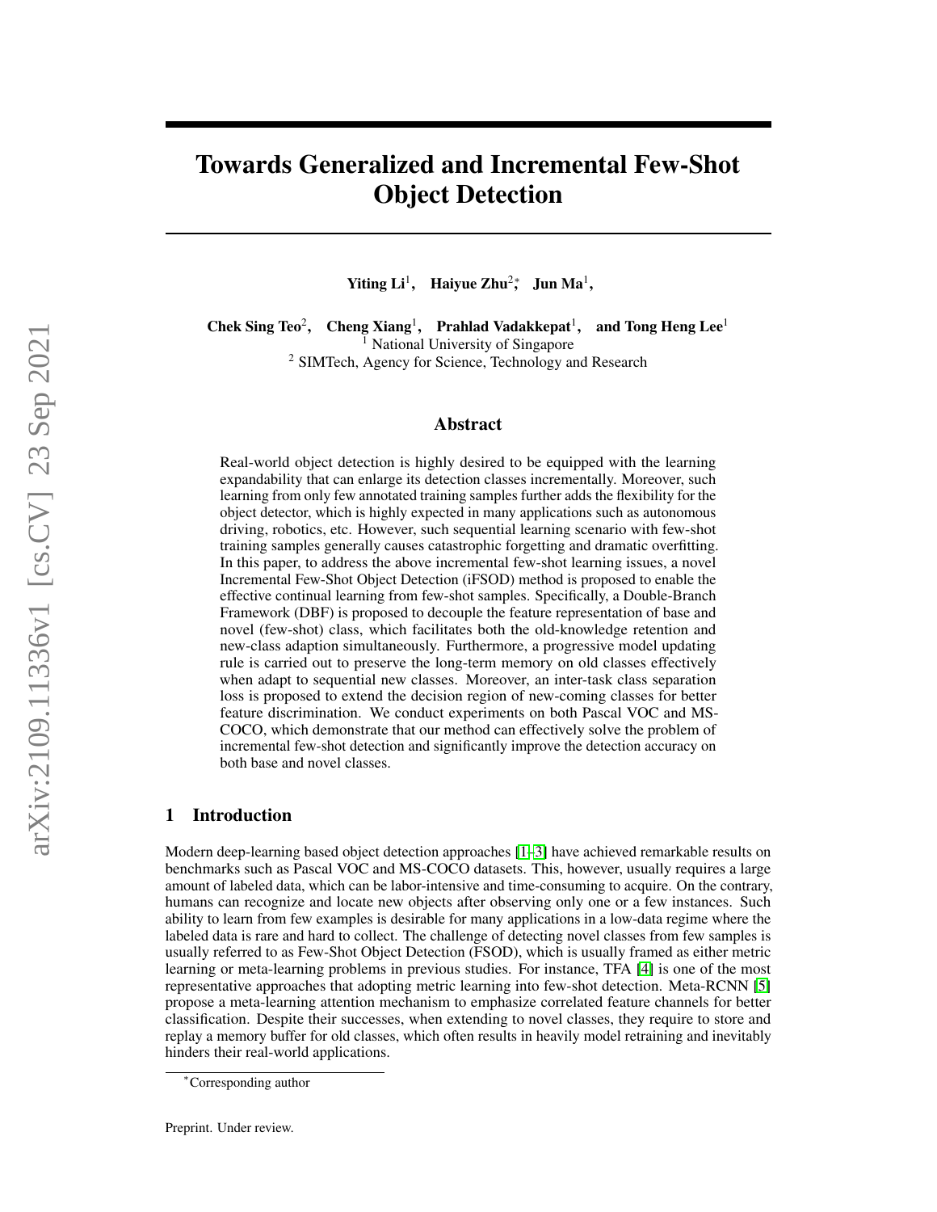# Towards Generalized and Incremental Few-Shot Object Detection

**Yiting Li**[1], **Haiyue Zhu**[2,*], **Jun Ma**[1],

**Chek Sing Teo**[2], **Cheng Xiang**[1], **Prahlad Vadakkepat**[1], **and Tong Heng Lee**[1]

[1] National University of Singapore

[2] SIMTech, Agency for Science, Technology and Research

## Abstract

Real-world object detection is highly desired to be equipped with the learning expandability that can enlarge its detection classes incrementally. Moreover, such learning from only few annotated training samples further adds the flexibility for the object detector, which is highly expected in many applications such as autonomous driving, robotics, etc. However, such sequential learning scenario with few-shot training samples generally causes catastrophic forgetting and dramatic overfitting. In this paper, to address the above incremental few-shot learning issues, a novel Incremental Few-Shot Object Detection (iFSOD) method is proposed to enable the effective continual learning from few-shot samples. Specifically, a Double-Branch Framework (DBF) is proposed to decouple the feature representation of base and novel (few-shot) class, which facilitates both the old-knowledge retention and new-class adaption simultaneously. Furthermore, a progressive model updating rule is carried out to preserve the long-term memory on old classes effectively when adapt to sequential new classes. Moreover, an inter-task class separation loss is proposed to extend the decision region of new-coming classes for better feature discrimination. We conduct experiments on both Pascal VOC and MS-COCO, which demonstrate that our method can effectively solve the problem of incremental few-shot detection and significantly improve the detection accuracy on both base and novel classes.

## 1 Introduction

Modern deep-learning based object detection approaches [1–3] have achieved remarkable results on benchmarks such as Pascal VOC and MS-COCO datasets. This, however, usually requires a large amount of labeled data, which can be labor-intensive and time-consuming to acquire. On the contrary, humans can recognize and locate new objects after observing only one or a few instances. Such ability to learn from few examples is desirable for many applications in a low-data regime where the labeled data is rare and hard to collect. The challenge of detecting novel classes from few samples is usually referred to as Few-Shot Object Detection (FSOD), which is usually framed as either metric learning or meta-learning problems in previous studies. For instance, TFA [4] is one of the most representative approaches that adopting metric learning into few-shot detection. Meta-RCNN [5] propose a meta-learning attention mechanism to emphasize correlated feature channels for better classification. Despite their successes, when extending to novel classes, they require to store and replay a memory buffer for old classes, which often results in heavily model retraining and inevitably hinders their real-world applications.

[*] Corresponding author

Preprint. Under review.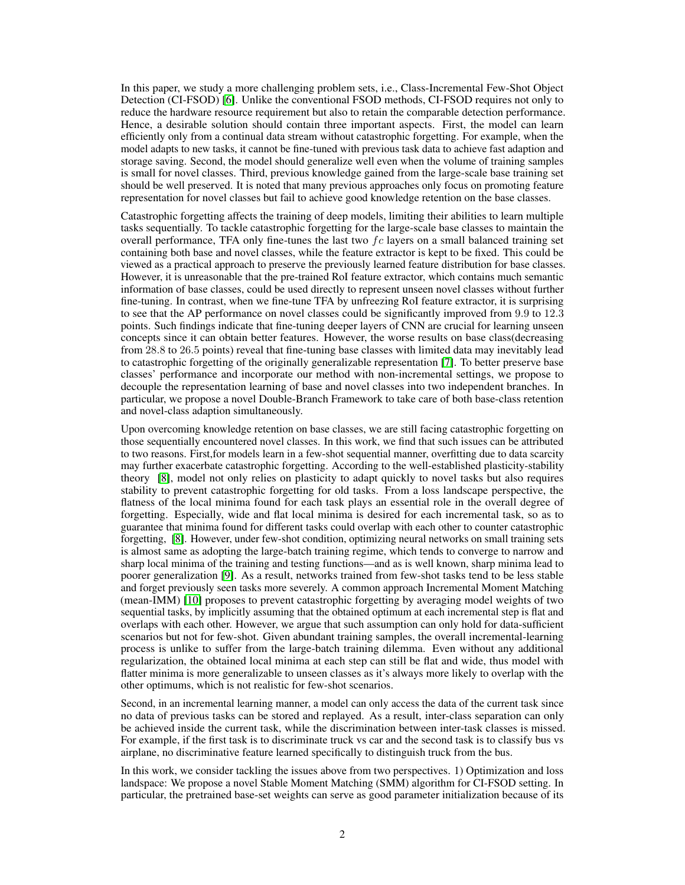In this paper, we study a more challenging problem sets, i.e., Class-Incremental Few-Shot Object Detection (CI-FSOD) [6]. Unlike the conventional FSOD methods, CI-FSOD requires not only to reduce the hardware resource requirement but also to retain the comparable detection performance. Hence, a desirable solution should contain three important aspects. First, the model can learn efficiently only from a continual data stream without catastrophic forgetting. For example, when the model adapts to new tasks, it cannot be fine-tuned with previous task data to achieve fast adaption and storage saving. Second, the model should generalize well even when the volume of training samples is small for novel classes. Third, previous knowledge gained from the large-scale base training set should be well preserved. It is noted that many previous approaches only focus on promoting feature representation for novel classes but fail to achieve good knowledge retention on the base classes.

Catastrophic forgetting affects the training of deep models, limiting their abilities to learn multiple tasks sequentially. To tackle catastrophic forgetting for the large-scale base classes to maintain the overall performance, TFA only fine-tunes the last two $fc$ layers on a small balanced training set containing both base and novel classes, while the feature extractor is kept to be fixed. This could be viewed as a practical approach to preserve the previously learned feature distribution for base classes. However, it is unreasonable that the pre-trained RoI feature extractor, which contains much semantic information of base classes, could be used directly to represent unseen novel classes without further fine-tuning. In contrast, when we fine-tune TFA by unfreezing RoI feature extractor, it is surprising to see that the AP performance on novel classes could be significantly improved from $9.9$ to $12.3$ points. Such findings indicate that fine-tuning deeper layers of CNN are crucial for learning unseen concepts since it can obtain better features. However, the worse results on base class(decreasing from $28.8$ to $26.5$ points) reveal that fine-tuning base classes with limited data may inevitably lead to catastrophic forgetting of the originally generalizable representation [7]. To better preserve base classes' performance and incorporate our method with non-incremental settings, we propose to decouple the representation learning of base and novel classes into two independent branches. In particular, we propose a novel Double-Branch Framework to take care of both base-class retention and novel-class adaption simultaneously.

Upon overcoming knowledge retention on base classes, we are still facing catastrophic forgetting on those sequentially encountered novel classes. In this work, we find that such issues can be attributed to two reasons. First,for models learn in a few-shot sequential manner, overfitting due to data scarcity may further exacerbate catastrophic forgetting. According to the well-established plasticity-stability theory [8], model not only relies on plasticity to adapt quickly to novel tasks but also requires stability to prevent catastrophic forgetting for old tasks. From a loss landscape perspective, the flatness of the local minima found for each task plays an essential role in the overall degree of forgetting. Especially, wide and flat local minima is desired for each incremental task, so as to guarantee that minima found for different tasks could overlap with each other to counter catastrophic forgetting, [8]. However, under few-shot condition, optimizing neural networks on small training sets is almost same as adopting the large-batch training regime, which tends to converge to narrow and sharp local minima of the training and testing functions—and as is well known, sharp minima lead to poorer generalization [9]. As a result, networks trained from few-shot tasks tend to be less stable and forget previously seen tasks more severely. A common approach Incremental Moment Matching (mean-IMM) [10] proposes to prevent catastrophic forgetting by averaging model weights of two sequential tasks, by implicitly assuming that the obtained optimum at each incremental step is flat and overlaps with each other. However, we argue that such assumption can only hold for data-sufficient scenarios but not for few-shot. Given abundant training samples, the overall incremental-learning process is unlike to suffer from the large-batch training dilemma. Even without any additional regularization, the obtained local minima at each step can still be flat and wide, thus model with flatter minima is more generalizable to unseen classes as it's always more likely to overlap with the other optimums, which is not realistic for few-shot scenarios.

Second, in an incremental learning manner, a model can only access the data of the current task since no data of previous tasks can be stored and replayed. As a result, inter-class separation can only be achieved inside the current task, while the discrimination between inter-task classes is missed. For example, if the first task is to discriminate truck vs car and the second task is to classify bus vs airplane, no discriminative feature learned specifically to distinguish truck from the bus.

In this work, we consider tackling the issues above from two perspectives. 1) Optimization and loss landscape: We propose a novel Stable Moment Matching (SMM) algorithm for CI-FSOD setting. In particular, the pretrained base-set weights can serve as good parameter initialization because of its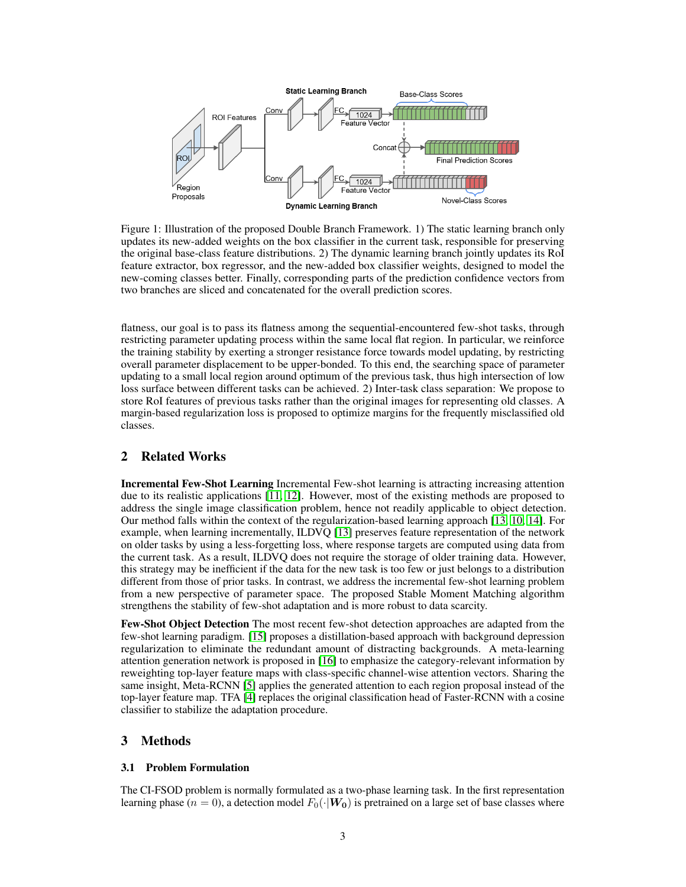Figure 1: Illustration of the proposed Double Branch Framework. 1) The static learning branch only updates its new-added weights on the box classifier in the current task, responsible for preserving the original base-class feature distributions. 2) The dynamic learning branch jointly updates its RoI feature extractor, box regressor, and the new-added box classifier weights, designed to model the new-coming classes better. Finally, corresponding parts of the prediction confidence vectors from two branches are sliced and concatenated for the overall prediction scores.

flatness, our goal is to pass its flatness among the sequential-encountered few-shot tasks, through restricting parameter updating process within the same local flat region. In particular, we reinforce the training stability by exerting a stronger resistance force towards model updating, by restricting overall parameter displacement to be upper-bonded. To this end, the searching space of parameter updating to a small local region around optimum of the previous task, thus high intersection of low loss surface between different tasks can be achieved. 2) Inter-task class separation: We propose to store RoI features of previous tasks rather than the original images for representing old classes. A margin-based regularization loss is proposed to optimize margins for the frequently misclassified old classes.

## 2 Related Works

**Incremental Few-Shot Learning** Incremental Few-shot learning is attracting increasing attention due to its realistic applications [11, 12]. However, most of the existing methods are proposed to address the single image classification problem, hence not readily applicable to object detection. Our method falls within the context of the regularization-based learning approach [13, 10, 14]. For example, when learning incrementally, ILDVQ [13] preserves feature representation of the network on older tasks by using a less-forgetting loss, where response targets are computed using data from the current task. As a result, ILDVQ does not require the storage of older training data. However, this strategy may be inefficient if the data for the new task is too few or just belongs to a distribution different from those of prior tasks. In contrast, we address the incremental few-shot learning problem from a new perspective of parameter space. The proposed Stable Moment Matching algorithm strengthens the stability of few-shot adaptation and is more robust to data scarcity.

**Few-Shot Object Detection** The most recent few-shot detection approaches are adapted from the few-shot learning paradigm. [15] proposes a distillation-based approach with background depression regularization to eliminate the redundant amount of distracting backgrounds. A meta-learning attention generation network is proposed in [16] to emphasize the category-relevant information by reweighting top-layer feature maps with class-specific channel-wise attention vectors. Sharing the same insight, Meta-RCNN [5] applies the generated attention to each region proposal instead of the top-layer feature map. TFA [4] replaces the original classification head of Faster-RCNN with a cosine classifier to stabilize the adaptation procedure.

## 3 Methods

### 3.1 Problem Formulation

The CI-FSOD problem is normally formulated as a two-phase learning task. In the first representation learning phase ($n = 0$), a detection model $F_0(\cdot|\boldsymbol{W_0})$ is pretrained on a large set of base classes where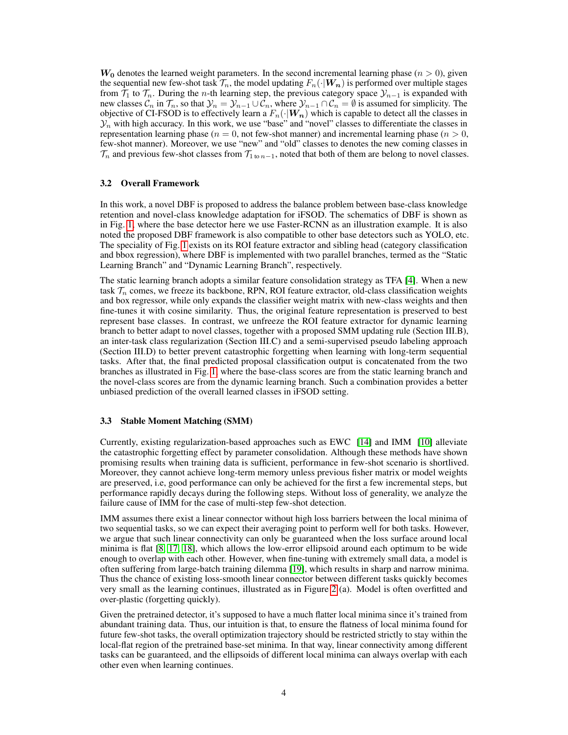$\boldsymbol{W_0}$ denotes the learned weight parameters. In the second incremental learning phase ($n > 0$), given the sequential new few-shot task $\mathcal{T}_n$, the model updating $F_n(\cdot|\boldsymbol{W_n})$ is performed over multiple stages from $\mathcal{T}_1$ to $\mathcal{T}_n$. During the $n$-th learning step, the previous category space $\mathcal{Y}_{n-1}$ is expanded with new classes $\mathcal{C}_n$ in $\mathcal{T}_n$, so that $\mathcal{Y}_n = \mathcal{Y}_{n-1} \cup \mathcal{C}_n$, where $\mathcal{Y}_{n-1} \cap \mathcal{C}_n = \emptyset$ is assumed for simplicity. The objective of CI-FSOD is to effectively learn a $F_n(\cdot|\boldsymbol{W_n})$ which is capable to detect all the classes in $\mathcal{Y}_n$ with high accuracy. In this work, we use "base" and "novel" classes to differentiate the classes in representation learning phase ($n = 0$, not few-shot manner) and incremental learning phase ($n > 0$, few-shot manner). Moreover, we use "new" and "old" classes to denotes the new coming classes in $\mathcal{T}_n$ and previous few-shot classes from $\mathcal{T}_{1\text{ to }n-1}$, noted that both of them are belong to novel classes.

### 3.2 Overall Framework

In this work, a novel DBF is proposed to address the balance problem between base-class knowledge retention and novel-class knowledge adaptation for iFSOD. The schematics of DBF is shown as in Fig. 1, where the base detector here we use Faster-RCNN as an illustration example. It is also noted the proposed DBF framework is also compatible to other base detectors such as YOLO, etc. The speciality of Fig. 1 exists on its ROI feature extractor and sibling head (category classification and bbox regression), where DBF is implemented with two parallel branches, termed as the "Static Learning Branch" and "Dynamic Learning Branch", respectively.

The static learning branch adopts a similar feature consolidation strategy as TFA [4]. When a new task $\mathcal{T}_n$ comes, we freeze its backbone, RPN, ROI feature extractor, old-class classification weights and box regressor, while only expands the classifier weight matrix with new-class weights and then fine-tunes it with cosine similarity. Thus, the original feature representation is preserved to best represent base classes. In contrast, we unfreeze the ROI feature extractor for dynamic learning branch to better adapt to novel classes, together with a proposed SMM updating rule (Section III.B), an inter-task class regularization (Section III.C) and a semi-supervised pseudo labeling approach (Section III.D) to better prevent catastrophic forgetting when learning with long-term sequential tasks. After that, the final predicted proposal classification output is concatenated from the two branches as illustrated in Fig. 1, where the base-class scores are from the static learning branch and the novel-class scores are from the dynamic learning branch. Such a combination provides a better unbiased prediction of the overall learned classes in iFSOD setting.

### 3.3 Stable Moment Matching (SMM)

Currently, existing regularization-based approaches such as EWC [14] and IMM [10] alleviate the catastrophic forgetting effect by parameter consolidation. Although these methods have shown promising results when training data is sufficient, performance in few-shot scenario is shortlived. Moreover, they cannot achieve long-term memory unless previous fisher matrix or model weights are preserved, i.e, good performance can only be achieved for the first a few incremental steps, but performance rapidly decays during the following steps. Without loss of generality, we analyze the failure cause of IMM for the case of multi-step few-shot detection.

IMM assumes there exist a linear connector without high loss barriers between the local minima of two sequential tasks, so we can expect their averaging point to perform well for both tasks. However, we argue that such linear connectivity can only be guaranteed when the loss surface around local minima is flat [8, 17, 18], which allows the low-error ellipsoid around each optimum to be wide enough to overlap with each other. However, when fine-tuning with extremely small data, a model is often suffering from large-batch training dilemma [19], which results in sharp and narrow minima. Thus the chance of existing loss-smooth linear connector between different tasks quickly becomes very small as the learning continues, illustrated as in Figure 2 (a). Model is often overfitted and over-plastic (forgetting quickly).

Given the pretrained detector, it's supposed to have a much flatter local minima since it's trained from abundant training data. Thus, our intuition is that, to ensure the flatness of local minima found for future few-shot tasks, the overall optimization trajectory should be restricted strictly to stay within the local-flat region of the pretrained base-set minima. In that way, linear connectivity among different tasks can be guaranteed, and the ellipsoids of different local minima can always overlap with each other even when learning continues.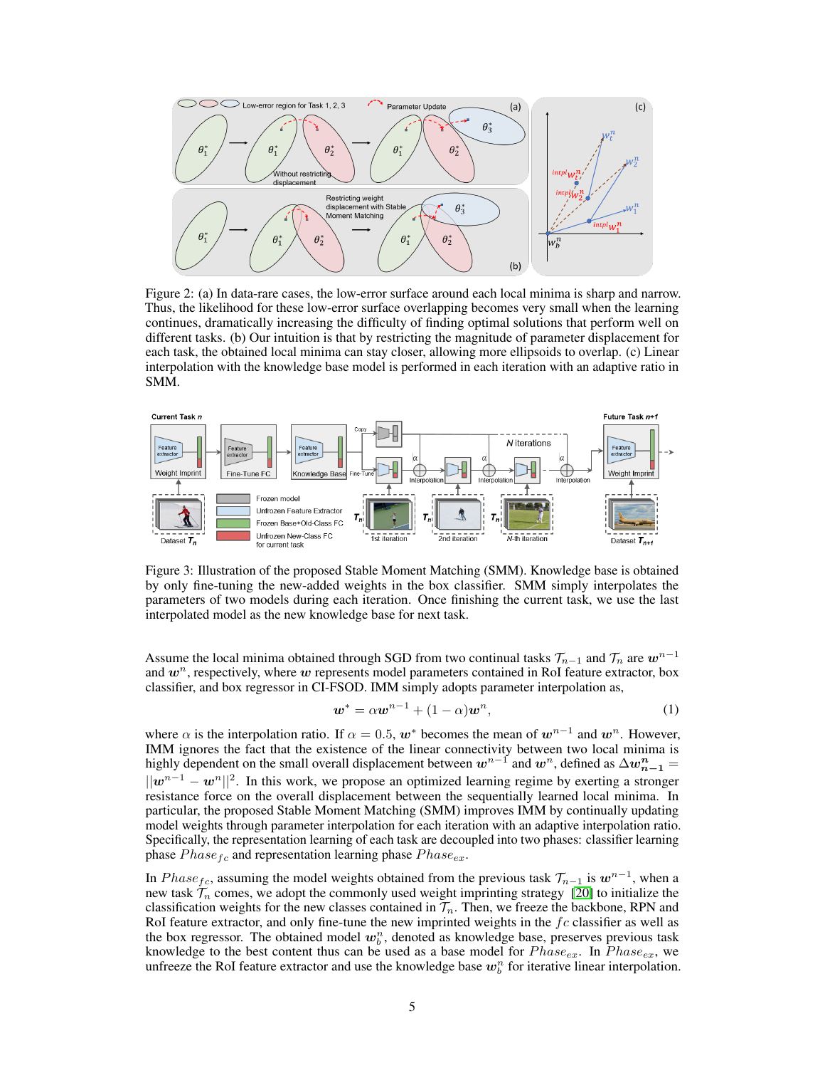Figure 2: (a) In data-rare cases, the low-error surface around each local minima is sharp and narrow. Thus, the likelihood for these low-error surface overlapping becomes very small when the learning continues, dramatically increasing the difficulty of finding optimal solutions that perform well on different tasks. (b) Our intuition is that by restricting the magnitude of parameter displacement for each task, the obtained local minima can stay closer, allowing more ellipsoids to overlap. (c) Linear interpolation with the knowledge base model is performed in each iteration with an adaptive ratio in SMM.

Figure 3: Illustration of the proposed Stable Moment Matching (SMM). Knowledge base is obtained by only fine-tuning the new-added weights in the box classifier. SMM simply interpolates the parameters of two models during each iteration. Once finishing the current task, we use the last interpolated model as the new knowledge base for next task.

Assume the local minima obtained through SGD from two continual tasks $\mathcal{T}_{n-1}$ and $\mathcal{T}_n$ are $\boldsymbol{w}^{n-1}$ and $\boldsymbol{w}^n$, respectively, where $\boldsymbol{w}$ represents model parameters contained in RoI feature extractor, box classifier, and box regressor in CI-FSOD. IMM simply adopts parameter interpolation as,

$$\boldsymbol{w}^* = \alpha \boldsymbol{w}^{n-1} + (1-\alpha)\boldsymbol{w}^n, \tag{1}$$

where $\alpha$ is the interpolation ratio. If $\alpha = 0.5$, $\boldsymbol{w}^*$ becomes the mean of $\boldsymbol{w}^{n-1}$ and $\boldsymbol{w}^n$. However, IMM ignores the fact that the existence of the linear connectivity between two local minima is highly dependent on the small overall displacement between $\boldsymbol{w}^{n-1}$ and $\boldsymbol{w}^n$, defined as $\Delta \boldsymbol{w}^n_{n-1} = ||\boldsymbol{w}^{n-1} - \boldsymbol{w}^n||^2$. In this work, we propose an optimized learning regime by exerting a stronger resistance force on the overall displacement between the sequentially learned local minima. In particular, the proposed Stable Moment Matching (SMM) improves IMM by continually updating model weights through parameter interpolation for each iteration with an adaptive interpolation ratio. Specifically, the representation learning of each task are decoupled into two phases: classifier learning phase $Phase_{fc}$ and representation learning phase $Phase_{ex}$.

In $Phase_{fc}$, assuming the model weights obtained from the previous task $\mathcal{T}_{n-1}$ is $\boldsymbol{w}^{n-1}$, when a new task $\mathcal{T}_n$ comes, we adopt the commonly used weight imprinting strategy [20] to initialize the classification weights for the new classes contained in $\mathcal{T}_n$. Then, we freeze the backbone, RPN and RoI feature extractor, and only fine-tune the new imprinted weights in the $fc$ classifier as well as the box regressor. The obtained model $\boldsymbol{w}^n_b$, denoted as knowledge base, preserves previous task knowledge to the best content thus can be used as a base model for $Phase_{ex}$. In $Phase_{ex}$, we unfreeze the RoI feature extractor and use the knowledge base $\boldsymbol{w}^n_b$ for iterative linear interpolation.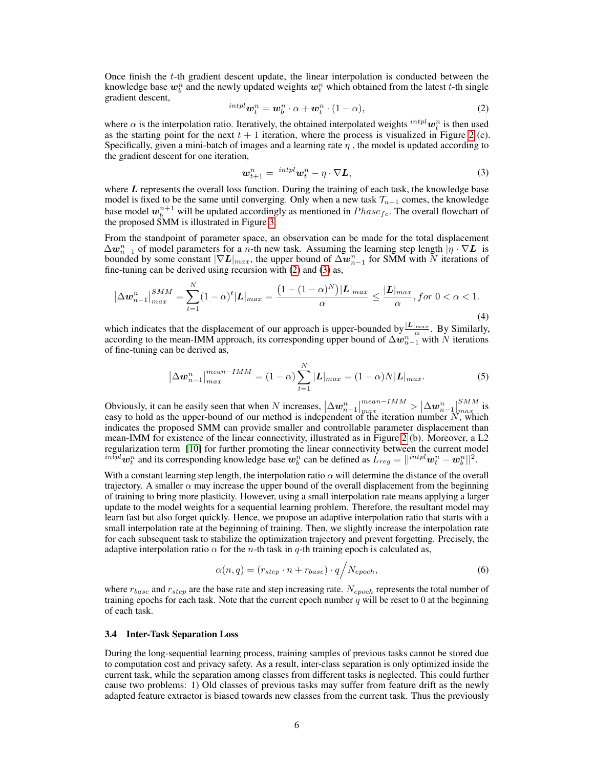Once finish the $t$-th gradient descent update, the linear interpolation is conducted between the knowledge base $\boldsymbol{w}_b^n$ and the newly updated weights $\boldsymbol{w}_t^n$ which obtained from the latest $t$-th single gradient descent,

$$^{intpl}\boldsymbol{w}_t^n = \boldsymbol{w}_b^n \cdot \alpha + \boldsymbol{w}_t^n \cdot (1-\alpha), \tag{2}$$

where $\alpha$ is the interpolation ratio. Iteratively, the obtained interpolated weights $^{intpl}\boldsymbol{w}_t^n$ is then used as the starting point for the next $t+1$ iteration, where the process is visualized in Figure 2 (c). Specifically, given a mini-batch of images and a learning rate $\eta$ , the model is updated according to the gradient descent for one iteration,

$$\boldsymbol{w}_{t+1}^n = {}^{intpl}\boldsymbol{w}_t^n - \eta \cdot \nabla \boldsymbol{L}, \tag{3}$$

where $\boldsymbol{L}$ represents the overall loss function. During the training of each task, the knowledge base model is fixed to be the same until converging. Only when a new task $\mathcal{T}_{n+1}$ comes, the knowledge base model $\boldsymbol{w}_b^{n+1}$ will be updated accordingly as mentioned in $Phase_{fc}$. The overall flowchart of the proposed SMM is illustrated in Figure 3.

From the standpoint of parameter space, an observation can be made for the total displacement $\Delta \boldsymbol{w}_{n-1}^n$ of model parameters for a $n$-th new task. Assuming the learning step length $|\eta \cdot \nabla \boldsymbol{L}|$ is bounded by some constant $|\nabla \boldsymbol{L}|_{max}$, the upper bound of $\Delta \boldsymbol{w}_{n-1}^n$ for SMM with $N$ iterations of fine-tuning can be derived using recursion with (2) and (3) as,

$$\left|\Delta \boldsymbol{w}_{n-1}^n\right|_{max}^{SMM} = \sum_{t=1}^{N}(1-\alpha)^t |\boldsymbol{L}|_{max} = \frac{\left(1-(1-\alpha)^N\right)|\boldsymbol{L}|_{max}}{\alpha} \leq \frac{|\boldsymbol{L}|_{max}}{\alpha}, for\ 0<\alpha<1. \tag{4}$$

which indicates that the displacement of our approach is upper-bounded by $\frac{|\boldsymbol{L}|_{max}}{\alpha}$. By Similarly, according to the mean-IMM approach, its corresponding upper bound of $\Delta \boldsymbol{w}_{n-1}^n$ with $N$ iterations of fine-tuning can be derived as,

$$\left|\Delta \boldsymbol{w}_{n-1}^n\right|_{max}^{mean-IMM} = (1-\alpha)\sum_{t=1}^{N}|\boldsymbol{L}|_{max} = (1-\alpha)N|\boldsymbol{L}|_{max}. \tag{5}$$

Obviously, it can be easily seen that when $N$ increases, $\left|\Delta \boldsymbol{w}_{n-1}^n\right|_{max}^{mean-IMM} > \left|\Delta \boldsymbol{w}_{n-1}^n\right|_{max}^{SMM}$ is easy to hold as the upper-bound of our method is independent of the iteration number $N$, which indicates the proposed SMM can provide smaller and controllable parameter displacement than mean-IMM for existence of the linear connectivity, illustrated as in Figure 2 (b). Moreover, a L2 regularization term [10] for further promoting the linear connectivity between the current model $^{intpl}\boldsymbol{w}_t^n$ and its corresponding knowledge base $\boldsymbol{w}_b^n$ can be defined as $L_{reg} = ||^{intpl}\boldsymbol{w}_t^n - \boldsymbol{w}_b^n||^2$.

With a constant learning step length, the interpolation ratio $\alpha$ will determine the distance of the overall trajectory. A smaller $\alpha$ may increase the upper bound of the overall displacement from the beginning of training to bring more plasticity. However, using a small interpolation rate means applying a larger update to the model weights for a sequential learning problem. Therefore, the resultant model may learn fast but also forget quickly. Hence, we propose an adaptive interpolation ratio that starts with a small interpolation rate at the beginning of training. Then, we slightly increase the interpolation rate for each subsequent task to stabilize the optimization trajectory and prevent forgetting. Precisely, the adaptive interpolation ratio $\alpha$ for the $n$-th task in $q$-th training epoch is calculated as,

$$\alpha(n,q) = (r_{step} \cdot n + r_{base}) \cdot q \big/ N_{epoch}, \tag{6}$$

where $r_{base}$ and $r_{step}$ are the base rate and step increasing rate. $N_{epoch}$ represents the total number of training epochs for each task. Note that the current epoch number $q$ will be reset to 0 at the beginning of each task.

### 3.4 Inter-Task Separation Loss

During the long-sequential learning process, training samples of previous tasks cannot be stored due to computation cost and privacy safety. As a result, inter-class separation is only optimized inside the current task, while the separation among classes from different tasks is neglected. This could further cause two problems: 1) Old classes of previous tasks may suffer from feature drift as the newly adapted feature extractor is biased towards new classes from the current task. Thus the previously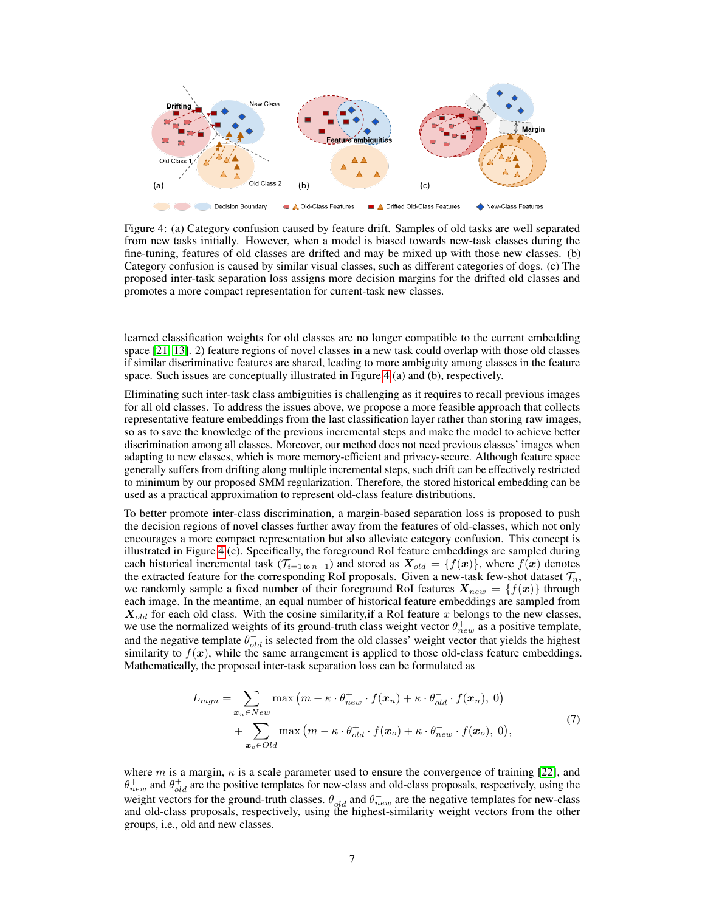Figure 4: (a) Category confusion caused by feature drift. Samples of old tasks are well separated from new tasks initially. However, when a model is biased towards new-task classes during the fine-tuning, features of old classes are drifted and may be mixed up with those new classes. (b) Category confusion is caused by similar visual classes, such as different categories of dogs. (c) The proposed inter-task separation loss assigns more decision margins for the drifted old classes and promotes a more compact representation for current-task new classes.

learned classification weights for old classes are no longer compatible to the current embedding space [21, 13]. 2) feature regions of novel classes in a new task could overlap with those old classes if similar discriminative features are shared, leading to more ambiguity among classes in the feature space. Such issues are conceptually illustrated in Figure 4 (a) and (b), respectively.

Eliminating such inter-task class ambiguities is challenging as it requires to recall previous images for all old classes. To address the issues above, we propose a more feasible approach that collects representative feature embeddings from the last classification layer rather than storing raw images, so as to save the knowledge of the previous incremental steps and make the model to achieve better discrimination among all classes. Moreover, our method does not need previous classes' images when adapting to new classes, which is more memory-efficient and privacy-secure. Although feature space generally suffers from drifting along multiple incremental steps, such drift can be effectively restricted to minimum by our proposed SMM regularization. Therefore, the stored historical embedding can be used as a practical approximation to represent old-class feature distributions.

To better promote inter-class discrimination, a margin-based separation loss is proposed to push the decision regions of novel classes further away from the features of old-classes, which not only encourages a more compact representation but also alleviate category confusion. This concept is illustrated in Figure 4 (c). Specifically, the foreground RoI feature embeddings are sampled during each historical incremental task ($\mathcal{T}_{i=1 \text{ to } n-1}$) and stored as $\boldsymbol{X}_{old} = \{f(\boldsymbol{x})\}$, where $f(\boldsymbol{x})$ denotes the extracted feature for the corresponding RoI proposals. Given a new-task few-shot dataset $\mathcal{T}_n$, we randomly sample a fixed number of their foreground RoI features $\boldsymbol{X}_{new} = \{f(\boldsymbol{x})\}$ through each image. In the meantime, an equal number of historical feature embeddings are sampled from $\boldsymbol{X}_{old}$ for each old class. With the cosine similarity,if a RoI feature $x$ belongs to the new classes, we use the normalized weights of its ground-truth class weight vector $\theta^{+}_{new}$ as a positive template, and the negative template $\theta^{-}_{old}$ is selected from the old classes' weight vector that yields the highest similarity to $f(\boldsymbol{x})$, while the same arrangement is applied to those old-class feature embeddings. Mathematically, the proposed inter-task separation loss can be formulated as

$$
\begin{aligned}
L_{mgn} = &\sum_{\boldsymbol{x}_n \in New} \max\left(m - \kappa \cdot \theta^{+}_{new} \cdot f(\boldsymbol{x}_n) + \kappa \cdot \theta^{-}_{old} \cdot f(\boldsymbol{x}_n),\ 0\right) \\
&+ \sum_{\boldsymbol{x}_o \in Old} \max\left(m - \kappa \cdot \theta^{+}_{old} \cdot f(\boldsymbol{x}_o) + \kappa \cdot \theta^{-}_{new} \cdot f(\boldsymbol{x}_o),\ 0\right),
\end{aligned}
\tag{7}
$$

where $m$ is a margin, $\kappa$ is a scale parameter used to ensure the convergence of training [22], and $\theta^{+}_{new}$ and $\theta^{+}_{old}$ are the positive templates for new-class and old-class proposals, respectively, using the weight vectors for the ground-truth classes. $\theta^{-}_{old}$ and $\theta^{-}_{new}$ are the negative templates for new-class and old-class proposals, respectively, using the highest-similarity weight vectors from the other groups, i.e., old and new classes.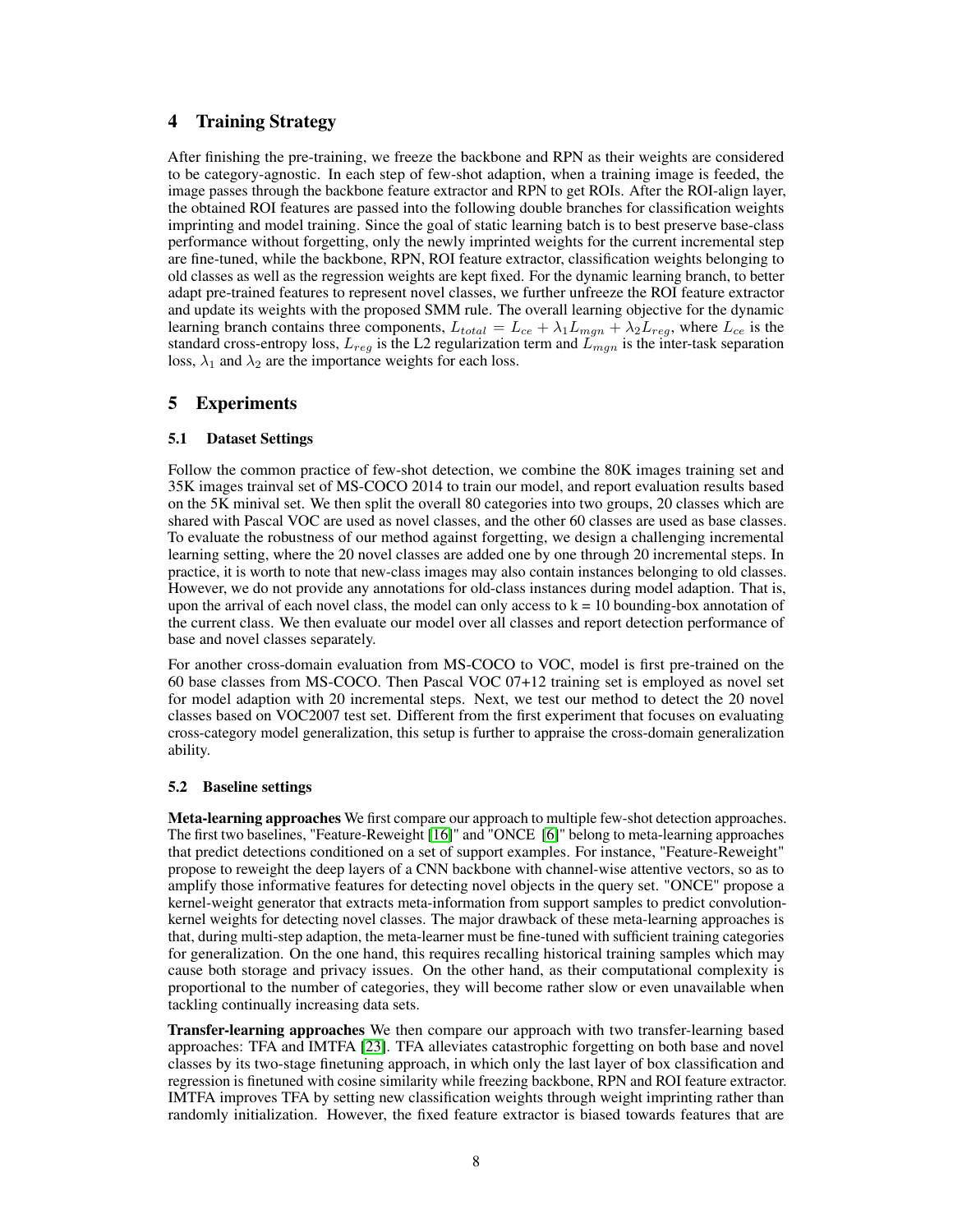## 4 Training Strategy

After finishing the pre-training, we freeze the backbone and RPN as their weights are considered to be category-agnostic. In each step of few-shot adaption, when a training image is feeded, the image passes through the backbone feature extractor and RPN to get ROIs. After the ROI-align layer, the obtained ROI features are passed into the following double branches for classification weights imprinting and model training. Since the goal of static learning batch is to best preserve base-class performance without forgetting, only the newly imprinted weights for the current incremental step are fine-tuned, while the backbone, RPN, ROI feature extractor, classification weights belonging to old classes as well as the regression weights are kept fixed. For the dynamic learning branch, to better adapt pre-trained features to represent novel classes, we further unfreeze the ROI feature extractor and update its weights with the proposed SMM rule. The overall learning objective for the dynamic learning branch contains three components, $L_{total} = L_{ce} + \lambda_1 L_{mgn} + \lambda_2 L_{reg}$, where $L_{ce}$ is the standard cross-entropy loss, $L_{reg}$ is the L2 regularization term and $L_{mgn}$ is the inter-task separation loss, $\lambda_1$ and $\lambda_2$ are the importance weights for each loss.

## 5 Experiments

### 5.1 Dataset Settings

Follow the common practice of few-shot detection, we combine the 80K images training set and 35K images trainval set of MS-COCO 2014 to train our model, and report evaluation results based on the 5K minival set. We then split the overall 80 categories into two groups, 20 classes which are shared with Pascal VOC are used as novel classes, and the other 60 classes are used as base classes. To evaluate the robustness of our method against forgetting, we design a challenging incremental learning setting, where the 20 novel classes are added one by one through 20 incremental steps. In practice, it is worth to note that new-class images may also contain instances belonging to old classes. However, we do not provide any annotations for old-class instances during model adaption. That is, upon the arrival of each novel class, the model can only access to k = 10 bounding-box annotation of the current class. We then evaluate our model over all classes and report detection performance of base and novel classes separately.

For another cross-domain evaluation from MS-COCO to VOC, model is first pre-trained on the 60 base classes from MS-COCO. Then Pascal VOC 07+12 training set is employed as novel set for model adaption with 20 incremental steps. Next, we test our method to detect the 20 novel classes based on VOC2007 test set. Different from the first experiment that focuses on evaluating cross-category model generalization, this setup is further to appraise the cross-domain generalization ability.

### 5.2 Baseline settings

**Meta-learning approaches** We first compare our approach to multiple few-shot detection approaches. The first two baselines, "Feature-Reweight [16]" and "ONCE [6]" belong to meta-learning approaches that predict detections conditioned on a set of support examples. For instance, "Feature-Reweight" propose to reweight the deep layers of a CNN backbone with channel-wise attentive vectors, so as to amplify those informative features for detecting novel objects in the query set. "ONCE" propose a kernel-weight generator that extracts meta-information from support samples to predict convolution-kernel weights for detecting novel classes. The major drawback of these meta-learning approaches is that, during multi-step adaption, the meta-learner must be fine-tuned with sufficient training categories for generalization. On the one hand, this requires recalling historical training samples which may cause both storage and privacy issues. On the other hand, as their computational complexity is proportional to the number of categories, they will become rather slow or even unavailable when tackling continually increasing data sets.

**Transfer-learning approaches** We then compare our approach with two transfer-learning based approaches: TFA and IMTFA [23]. TFA alleviates catastrophic forgetting on both base and novel classes by its two-stage finetuning approach, in which only the last layer of box classification and regression is finetuned with cosine similarity while freezing backbone, RPN and ROI feature extractor. IMTFA improves TFA by setting new classification weights through weight imprinting rather than randomly initialization. However, the fixed feature extractor is biased towards features that are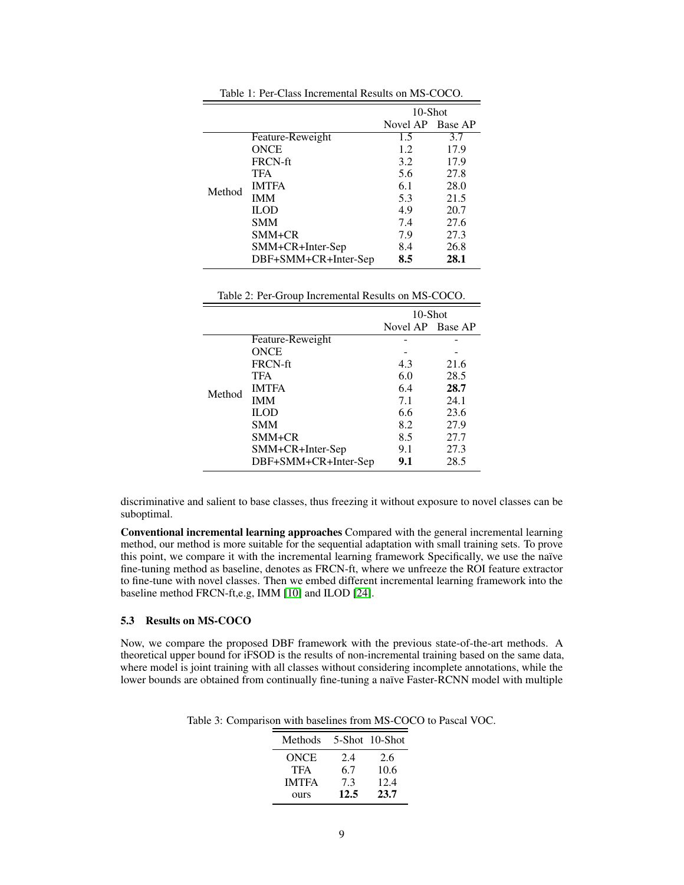Table 1: Per-Class Incremental Results on MS-COCO.

| | | 10-Shot | |
|---|---|---|---|
| | | Novel AP | Base AP |
| Method | Feature-Reweight | 1.5 | 3.7 |
| | ONCE | 1.2 | 17.9 |
| | FRCN-ft | 3.2 | 17.9 |
| | TFA | 5.6 | 27.8 |
| | IMTFA | 6.1 | 28.0 |
| | IMM | 5.3 | 21.5 |
| | ILOD | 4.9 | 20.7 |
| | SMM | 7.4 | 27.6 |
| | SMM+CR | 7.9 | 27.3 |
| | SMM+CR+Inter-Sep | 8.4 | 26.8 |
| | DBF+SMM+CR+Inter-Sep | **8.5** | **28.1** |

Table 2: Per-Group Incremental Results on MS-COCO.

| | | 10-Shot | |
|---|---|---|---|
| | | Novel AP | Base AP |
| Method | Feature-Reweight | - | - |
| | ONCE | - | - |
| | FRCN-ft | 4.3 | 21.6 |
| | TFA | 6.0 | 28.5 |
| | IMTFA | 6.4 | **28.7** |
| | IMM | 7.1 | 24.1 |
| | ILOD | 6.6 | 23.6 |
| | SMM | 8.2 | 27.9 |
| | SMM+CR | 8.5 | 27.7 |
| | SMM+CR+Inter-Sep | 9.1 | 27.3 |
| | DBF+SMM+CR+Inter-Sep | **9.1** | 28.5 |

discriminative and salient to base classes, thus freezing it without exposure to novel classes can be suboptimal.

**Conventional incremental learning approaches** Compared with the general incremental learning method, our method is more suitable for the sequential adaptation with small training sets. To prove this point, we compare it with the incremental learning framework Specifically, we use the naïve fine-tuning method as baseline, denotes as FRCN-ft, where we unfreeze the ROI feature extractor to fine-tune with novel classes. Then we embed different incremental learning framework into the baseline method FRCN-ft,e.g, IMM [10] and ILOD [24].

### 5.3 Results on MS-COCO

Now, we compare the proposed DBF framework with the previous state-of-the-art methods. A theoretical upper bound for iFSOD is the results of non-incremental training based on the same data, where model is joint training with all classes without considering incomplete annotations, while the lower bounds are obtained from continually fine-tuning a naïve Faster-RCNN model with multiple

Table 3: Comparison with baselines from MS-COCO to Pascal VOC.

| Methods | 5-Shot | 10-Shot |
|---|---|---|
| ONCE | 2.4 | 2.6 |
| TFA | 6.7 | 10.6 |
| IMTFA | 7.3 | 12.4 |
| ours | **12.5** | **23.7** |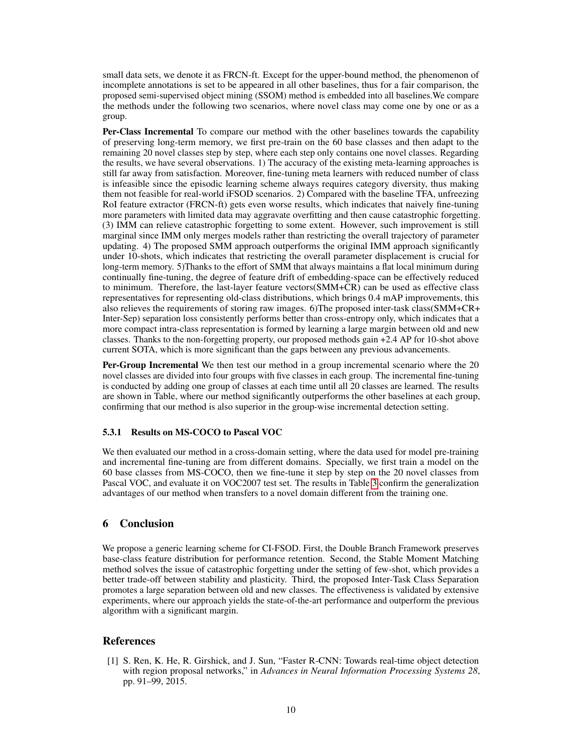small data sets, we denote it as FRCN-ft. Except for the upper-bound method, the phenomenon of incomplete annotations is set to be appeared in all other baselines, thus for a fair comparison, the proposed semi-supervised object mining (SSOM) method is embedded into all baselines.We compare the methods under the following two scenarios, where novel class may come one by one or as a group.

**Per-Class Incremental** To compare our method with the other baselines towards the capability of preserving long-term memory, we first pre-train on the 60 base classes and then adapt to the remaining 20 novel classes step by step, where each step only contains one novel classes. Regarding the results, we have several observations. 1) The accuracy of the existing meta-learning approaches is still far away from satisfaction. Moreover, fine-tuning meta learners with reduced number of class is infeasible since the episodic learning scheme always requires category diversity, thus making them not feasible for real-world iFSOD scenarios. 2) Compared with the baseline TFA, unfreezing RoI feature extractor (FRCN-ft) gets even worse results, which indicates that naively fine-tuning more parameters with limited data may aggravate overfitting and then cause catastrophic forgetting. (3) IMM can relieve catastrophic forgetting to some extent. However, such improvement is still marginal since IMM only merges models rather than restricting the overall trajectory of parameter updating. 4) The proposed SMM approach outperforms the original IMM approach significantly under 10-shots, which indicates that restricting the overall parameter displacement is crucial for long-term memory. 5)Thanks to the effort of SMM that always maintains a flat local minimum during continually fine-tuning, the degree of feature drift of embedding-space can be effectively reduced to minimum. Therefore, the last-layer feature vectors(SMM+CR) can be used as effective class representatives for representing old-class distributions, which brings 0.4 mAP improvements, this also relieves the requirements of storing raw images. 6)The proposed inter-task class(SMM+CR+ Inter-Sep) separation loss consistently performs better than cross-entropy only, which indicates that a more compact intra-class representation is formed by learning a large margin between old and new classes. Thanks to the non-forgetting property, our proposed methods gain +2.4 AP for 10-shot above current SOTA, which is more significant than the gaps between any previous advancements.

**Per-Group Incremental** We then test our method in a group incremental scenario where the 20 novel classes are divided into four groups with five classes in each group. The incremental fine-tuning is conducted by adding one group of classes at each time until all 20 classes are learned. The results are shown in Table, where our method significantly outperforms the other baselines at each group, confirming that our method is also superior in the group-wise incremental detection setting.

### 5.3.1 Results on MS-COCO to Pascal VOC

We then evaluated our method in a cross-domain setting, where the data used for model pre-training and incremental fine-tuning are from different domains. Specially, we first train a model on the 60 base classes from MS-COCO, then we fine-tune it step by step on the 20 novel classes from Pascal VOC, and evaluate it on VOC2007 test set. The results in Table 3 confirm the generalization advantages of our method when transfers to a novel domain different from the training one.

## 6 Conclusion

We propose a generic learning scheme for CI-FSOD. First, the Double Branch Framework preserves base-class feature distribution for performance retention. Second, the Stable Moment Matching method solves the issue of catastrophic forgetting under the setting of few-shot, which provides a better trade-off between stability and plasticity. Third, the proposed Inter-Task Class Separation promotes a large separation between old and new classes. The effectiveness is validated by extensive experiments, where our approach yields the state-of-the-art performance and outperform the previous algorithm with a significant margin.

## References

[1] S. Ren, K. He, R. Girshick, and J. Sun, "Faster R-CNN: Towards real-time object detection with region proposal networks," in *Advances in Neural Information Processing Systems 28*, pp. 91–99, 2015.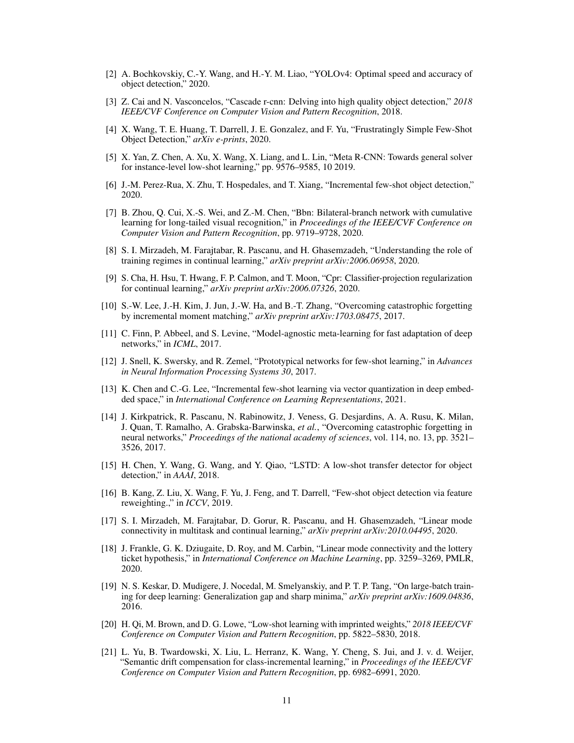[2] A. Bochkovskiy, C.-Y. Wang, and H.-Y. M. Liao, "YOLOv4: Optimal speed and accuracy of object detection," 2020.

[3] Z. Cai and N. Vasconcelos, "Cascade r-cnn: Delving into high quality object detection," *2018 IEEE/CVF Conference on Computer Vision and Pattern Recognition*, 2018.

[4] X. Wang, T. E. Huang, T. Darrell, J. E. Gonzalez, and F. Yu, "Frustratingly Simple Few-Shot Object Detection," *arXiv e-prints*, 2020.

[5] X. Yan, Z. Chen, A. Xu, X. Wang, X. Liang, and L. Lin, "Meta R-CNN: Towards general solver for instance-level low-shot learning," pp. 9576–9585, 10 2019.

[6] J.-M. Perez-Rua, X. Zhu, T. Hospedales, and T. Xiang, "Incremental few-shot object detection," 2020.

[7] B. Zhou, Q. Cui, X.-S. Wei, and Z.-M. Chen, "Bbn: Bilateral-branch network with cumulative learning for long-tailed visual recognition," in *Proceedings of the IEEE/CVF Conference on Computer Vision and Pattern Recognition*, pp. 9719–9728, 2020.

[8] S. I. Mirzadeh, M. Farajtabar, R. Pascanu, and H. Ghasemzadeh, "Understanding the role of training regimes in continual learning," *arXiv preprint arXiv:2006.06958*, 2020.

[9] S. Cha, H. Hsu, T. Hwang, F. P. Calmon, and T. Moon, "Cpr: Classifier-projection regularization for continual learning," *arXiv preprint arXiv:2006.07326*, 2020.

[10] S.-W. Lee, J.-H. Kim, J. Jun, J.-W. Ha, and B.-T. Zhang, "Overcoming catastrophic forgetting by incremental moment matching," *arXiv preprint arXiv:1703.08475*, 2017.

[11] C. Finn, P. Abbeel, and S. Levine, "Model-agnostic meta-learning for fast adaptation of deep networks," in *ICML*, 2017.

[12] J. Snell, K. Swersky, and R. Zemel, "Prototypical networks for few-shot learning," in *Advances in Neural Information Processing Systems 30*, 2017.

[13] K. Chen and C.-G. Lee, "Incremental few-shot learning via vector quantization in deep embedded space," in *International Conference on Learning Representations*, 2021.

[14] J. Kirkpatrick, R. Pascanu, N. Rabinowitz, J. Veness, G. Desjardins, A. A. Rusu, K. Milan, J. Quan, T. Ramalho, A. Grabska-Barwinska, *et al.*, "Overcoming catastrophic forgetting in neural networks," *Proceedings of the national academy of sciences*, vol. 114, no. 13, pp. 3521–3526, 2017.

[15] H. Chen, Y. Wang, G. Wang, and Y. Qiao, "LSTD: A low-shot transfer detector for object detection," in *AAAI*, 2018.

[16] B. Kang, Z. Liu, X. Wang, F. Yu, J. Feng, and T. Darrell, "Few-shot object detection via feature reweighting.," in *ICCV*, 2019.

[17] S. I. Mirzadeh, M. Farajtabar, D. Gorur, R. Pascanu, and H. Ghasemzadeh, "Linear mode connectivity in multitask and continual learning," *arXiv preprint arXiv:2010.04495*, 2020.

[18] J. Frankle, G. K. Dziugaite, D. Roy, and M. Carbin, "Linear mode connectivity and the lottery ticket hypothesis," in *International Conference on Machine Learning*, pp. 3259–3269, PMLR, 2020.

[19] N. S. Keskar, D. Mudigere, J. Nocedal, M. Smelyanskiy, and P. T. P. Tang, "On large-batch training for deep learning: Generalization gap and sharp minima," *arXiv preprint arXiv:1609.04836*, 2016.

[20] H. Qi, M. Brown, and D. G. Lowe, "Low-shot learning with imprinted weights," *2018 IEEE/CVF Conference on Computer Vision and Pattern Recognition*, pp. 5822–5830, 2018.

[21] L. Yu, B. Twardowski, X. Liu, L. Herranz, K. Wang, Y. Cheng, S. Jui, and J. v. d. Weijer, "Semantic drift compensation for class-incremental learning," in *Proceedings of the IEEE/CVF Conference on Computer Vision and Pattern Recognition*, pp. 6982–6991, 2020.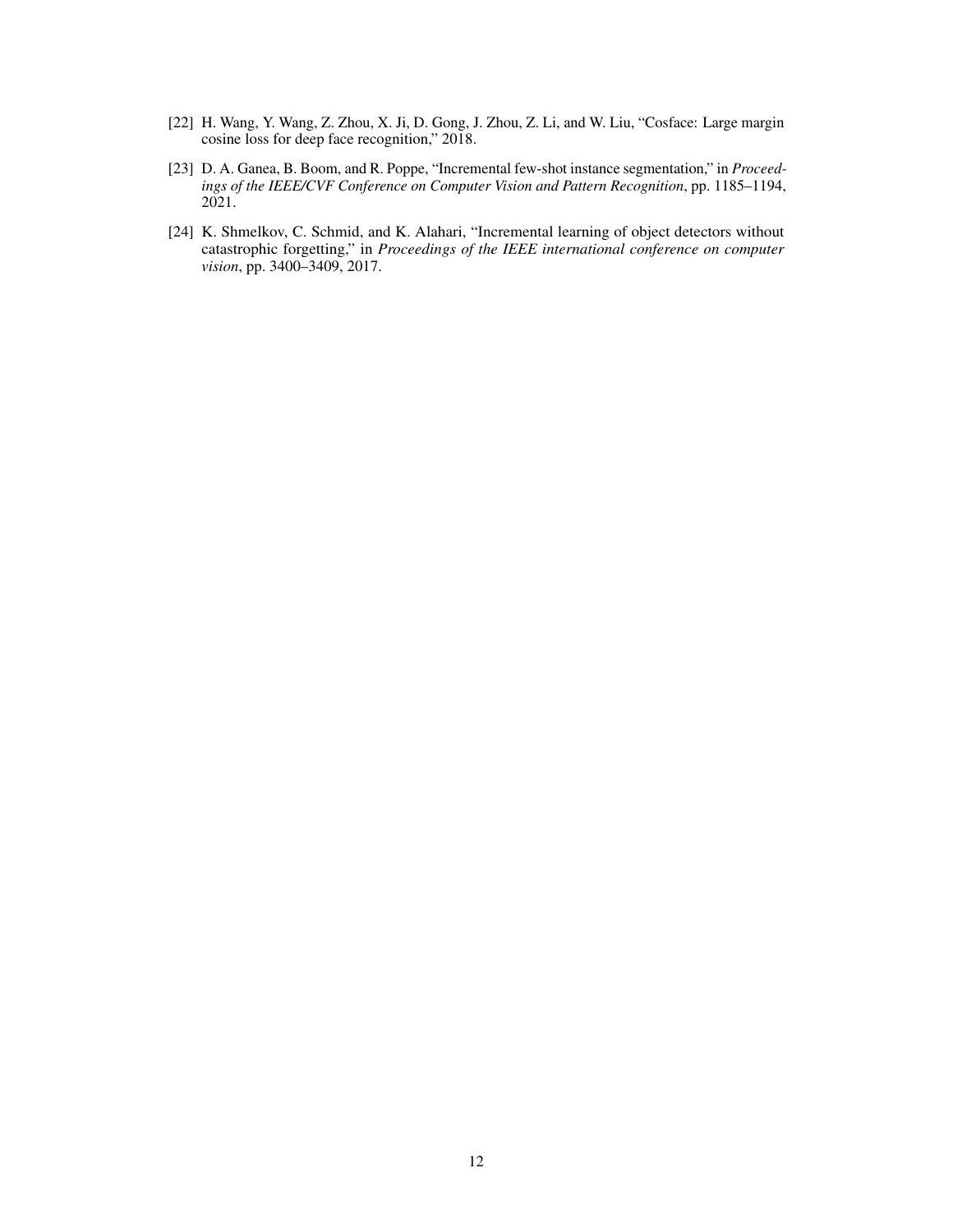[22] H. Wang, Y. Wang, Z. Zhou, X. Ji, D. Gong, J. Zhou, Z. Li, and W. Liu, "Cosface: Large margin cosine loss for deep face recognition," 2018.

[23] D. A. Ganea, B. Boom, and R. Poppe, "Incremental few-shot instance segmentation," in *Proceedings of the IEEE/CVF Conference on Computer Vision and Pattern Recognition*, pp. 1185–1194, 2021.

[24] K. Shmelkov, C. Schmid, and K. Alahari, "Incremental learning of object detectors without catastrophic forgetting," in *Proceedings of the IEEE international conference on computer vision*, pp. 3400–3409, 2017.